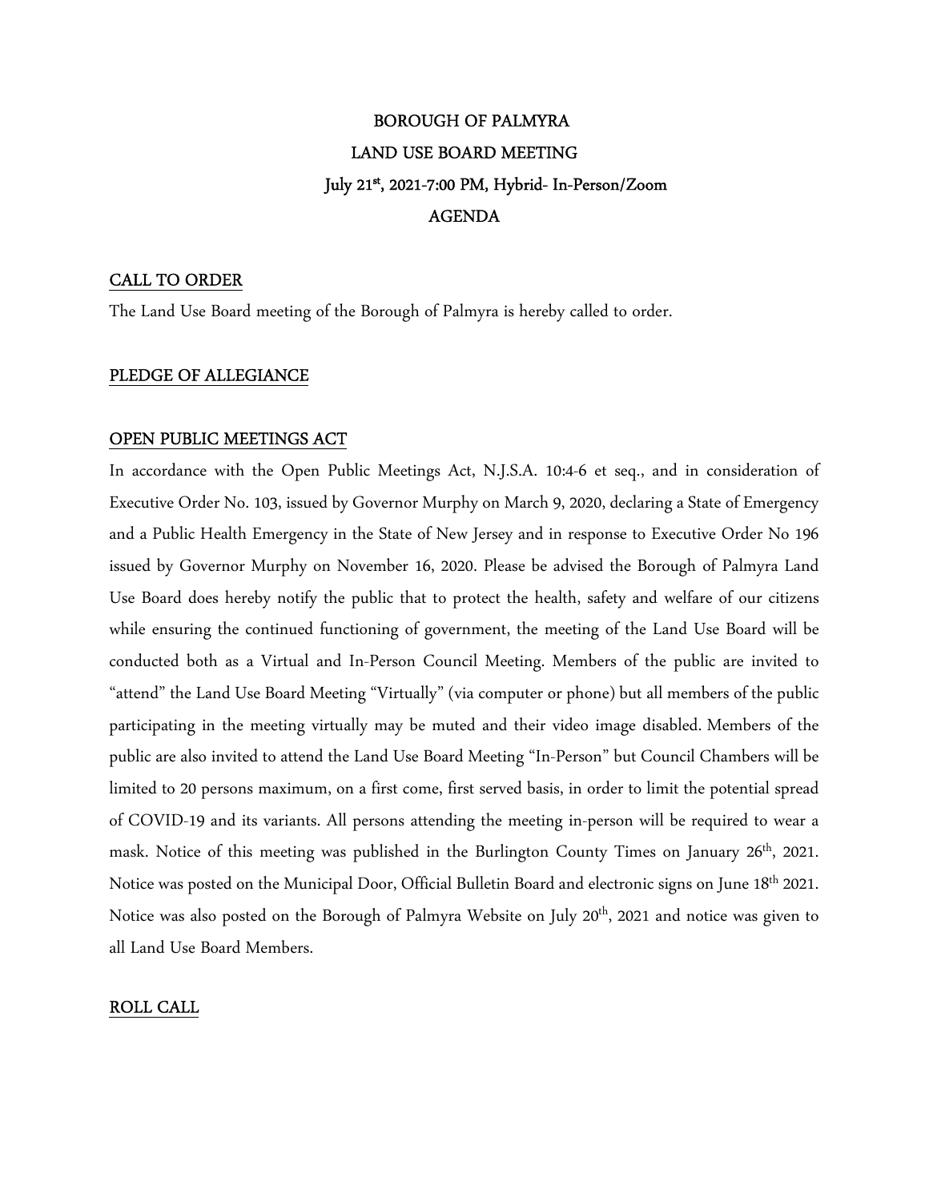# BOROUGH OF PALMYRA
## LAND USE BOARD MEETING
### July 21st, 2021-7:00 PM, Hybrid- In-Person/Zoom
### AGENDA

## CALL TO ORDER

The Land Use Board meeting of the Borough of Palmyra is hereby called to order.

## PLEDGE OF ALLEGIANCE

## OPEN PUBLIC MEETINGS ACT

In accordance with the Open Public Meetings Act, N.J.S.A. 10:4-6 et seq., and in consideration of Executive Order No. 103, issued by Governor Murphy on March 9, 2020, declaring a State of Emergency and a Public Health Emergency in the State of New Jersey and in response to Executive Order No 196 issued by Governor Murphy on November 16, 2020. Please be advised the Borough of Palmyra Land Use Board does hereby notify the public that to protect the health, safety and welfare of our citizens while ensuring the continued functioning of government, the meeting of the Land Use Board will be conducted both as a Virtual and In-Person Council Meeting. Members of the public are invited to "attend" the Land Use Board Meeting "Virtually" (via computer or phone) but all members of the public participating in the meeting virtually may be muted and their video image disabled. Members of the public are also invited to attend the Land Use Board Meeting "In-Person" but Council Chambers will be limited to 20 persons maximum, on a first come, first served basis, in order to limit the potential spread of COVID-19 and its variants. All persons attending the meeting in-person will be required to wear a mask. Notice of this meeting was published in the Burlington County Times on January 26th, 2021. Notice was posted on the Municipal Door, Official Bulletin Board and electronic signs on June 18th 2021. Notice was also posted on the Borough of Palmyra Website on July 20th, 2021 and notice was given to all Land Use Board Members.

## ROLL CALL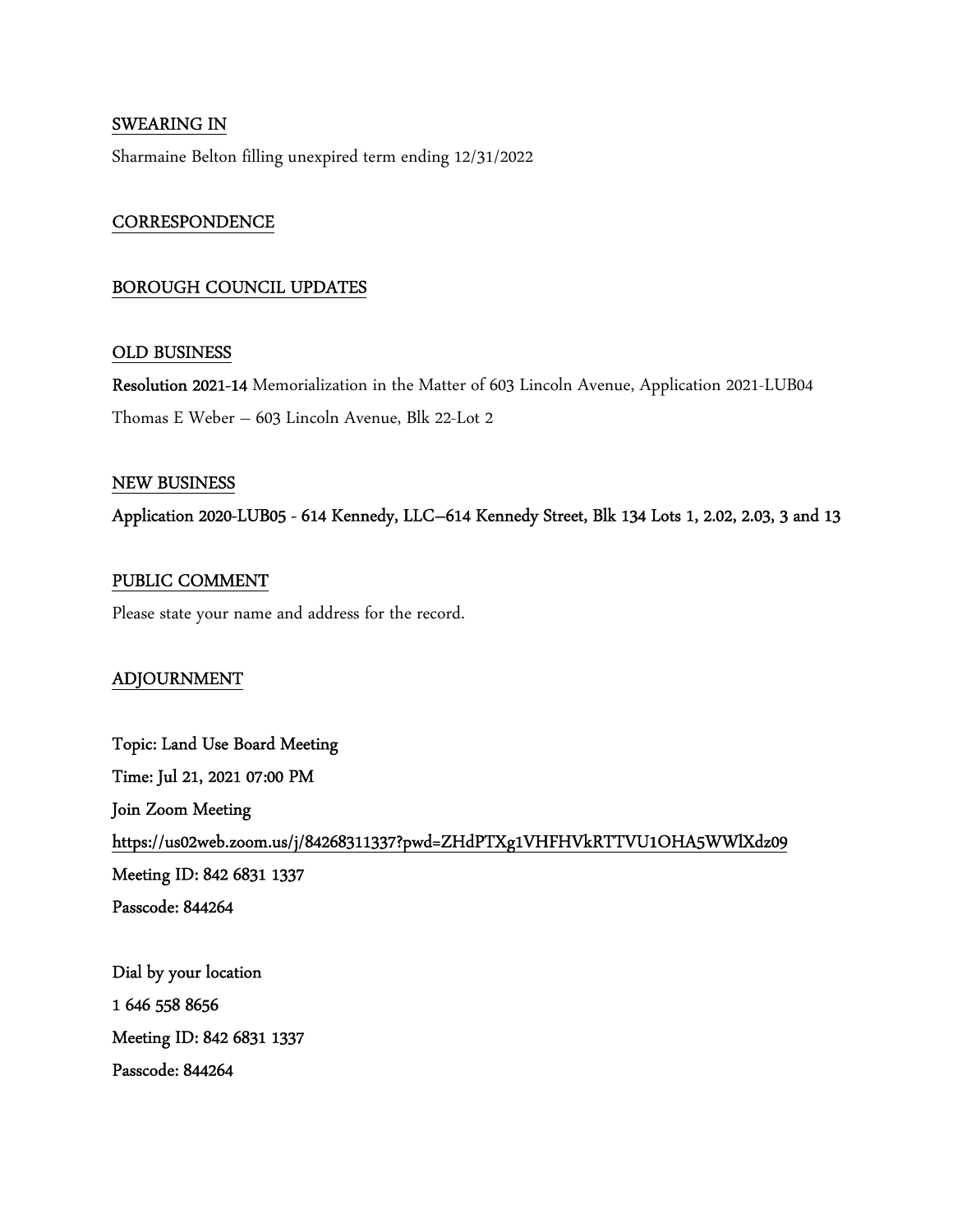## SWEARING IN

Sharmaine Belton filling unexpired term ending 12/31/2022

## CORRESPONDENCE

## BOROUGH COUNCIL UPDATES

## OLD BUSINESS

**Resolution 2021-14** Memorialization in the Matter of 603 Lincoln Avenue, Application 2021-LUB04

Thomas E Weber – 603 Lincoln Avenue, Blk 22-Lot 2

## NEW BUSINESS

**Application 2020-LUB05 - 614 Kennedy, LLC–614 Kennedy Street, Blk 134 Lots 1, 2.02, 2.03, 3 and 13**

## PUBLIC COMMENT

Please state your name and address for the record.

## ADJOURNMENT

**Topic: Land Use Board Meeting**

**Time: Jul 21, 2021 07:00 PM**

**Join Zoom Meeting**

**https://us02web.zoom.us/j/84268311337?pwd=ZHdPTXg1VHFHVkRTTVU1OHA5WWlXdz09**

**Meeting ID: 842 6831 1337**

**Passcode: 844264**

**Dial by your location**

**1 646 558 8656**

**Meeting ID: 842 6831 1337**

**Passcode: 844264**